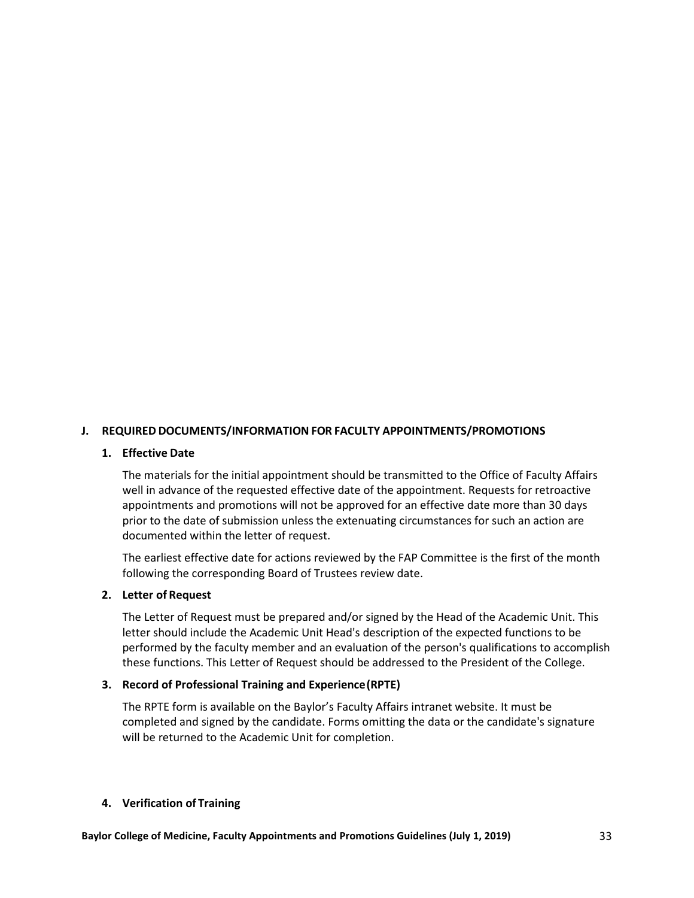## J. REQUIRED DOCUMENTS/INFORMATION FOR FACULTY APPOINTMENTS/PROMOTIONS

### 1. Effective Date

The materials for the initial appointment should be transmitted to the Office of Faculty Affairs well in advance of the requested effective date of the appointment. Requests for retroactive appointments and promotions will not be approved for an effective date more than 30 days prior to the date of submission unless the extenuating circumstances for such an action are documented within the letter of request.

The earliest effective date for actions reviewed by the FAP Committee is the first of the month following the corresponding Board of Trustees review date.

### 2. Letter of Request

The Letter of Request must be prepared and/or signed by the Head of the Academic Unit. This letter should include the Academic Unit Head's description of the expected functions to be performed by the faculty member and an evaluation of the person's qualifications to accomplish these functions. This Letter of Request should be addressed to the President of the College.

### 3. Record of Professional Training and Experience (RPTE)

The RPTE form is available on the Baylor's Faculty Affairs intranet website. It must be completed and signed by the candidate. Forms omitting the data or the candidate's signature will be returned to the Academic Unit for completion.

### 4. Verification of Training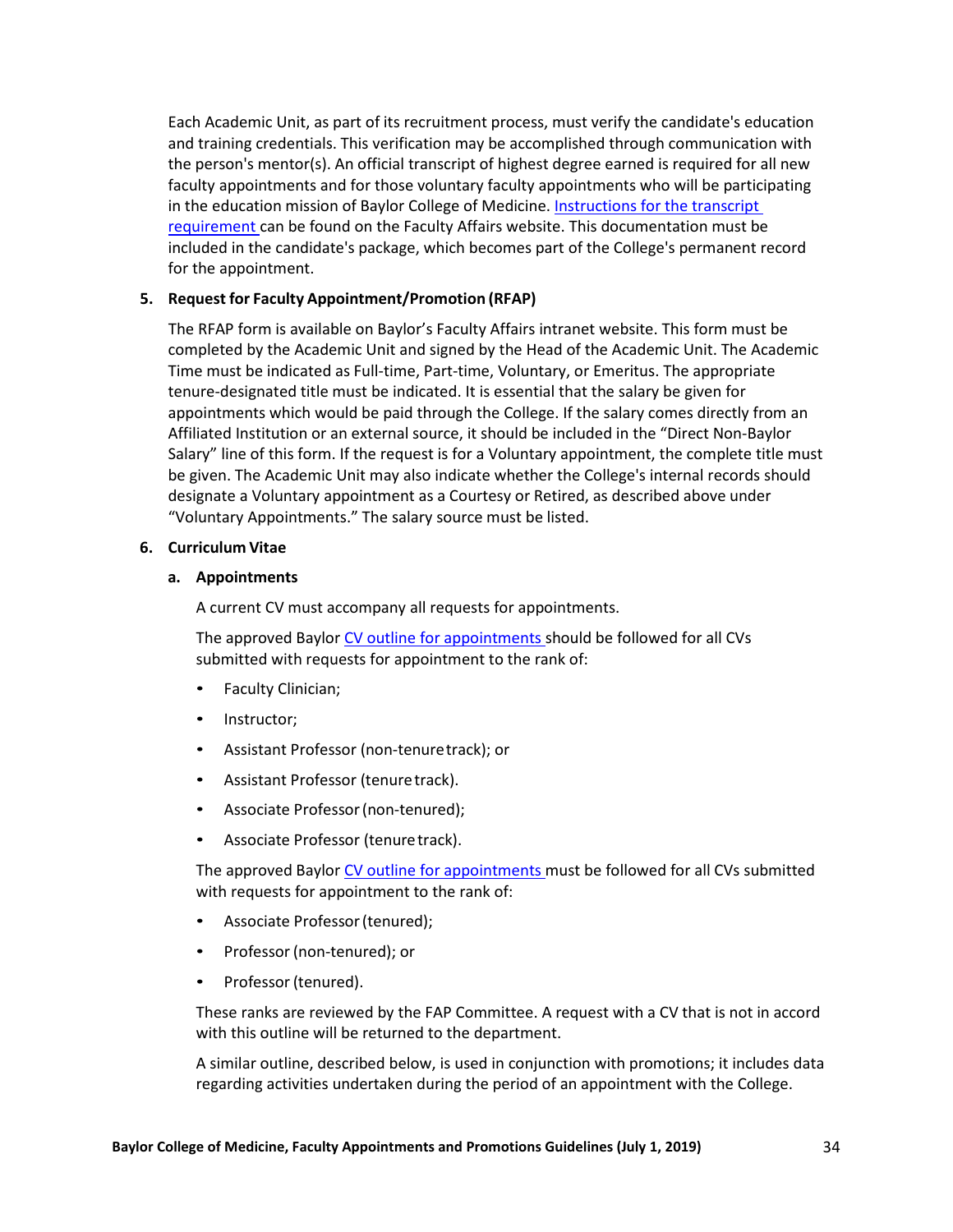Each Academic Unit, as part of its recruitment process, must verify the candidate's education and training credentials. This verification may be accomplished through communication with the person's mentor(s). An official transcript of highest degree earned is required for all new faculty appointments and for those voluntary faculty appointments who will be participating in the education mission of Baylor College of Medicine. [Instructions for the transcript requirement](#) can be found on the Faculty Affairs website. This documentation must be included in the candidate's package, which becomes part of the College's permanent record for the appointment.

5. **Request for Faculty Appointment/Promotion (RFAP)**

The RFAP form is available on Baylor's Faculty Affairs intranet website. This form must be completed by the Academic Unit and signed by the Head of the Academic Unit. The Academic Time must be indicated as Full-time, Part-time, Voluntary, or Emeritus. The appropriate tenure-designated title must be indicated. It is essential that the salary be given for appointments which would be paid through the College. If the salary comes directly from an Affiliated Institution or an external source, it should be included in the "Direct Non-Baylor Salary" line of this form. If the request is for a Voluntary appointment, the complete title must be given. The Academic Unit may also indicate whether the College's internal records should designate a Voluntary appointment as a Courtesy or Retired, as described above under "Voluntary Appointments." The salary source must be listed.

6. **Curriculum Vitae**

   a. **Appointments**

   A current CV must accompany all requests for appointments.

   The approved Baylor [CV outline for appointments](#) should be followed for all CVs submitted with requests for appointment to the rank of:

   - Faculty Clinician;
   - Instructor;
   - Assistant Professor (non-tenure track); or
   - Assistant Professor (tenure track).
   - Associate Professor (non-tenured);
   - Associate Professor (tenure track).

   The approved Baylor [CV outline for appointments](#) must be followed for all CVs submitted with requests for appointment to the rank of:

   - Associate Professor (tenured);
   - Professor (non-tenured); or
   - Professor (tenured).

   These ranks are reviewed by the FAP Committee. A request with a CV that is not in accord with this outline will be returned to the department.

   A similar outline, described below, is used in conjunction with promotions; it includes data regarding activities undertaken during the period of an appointment with the College.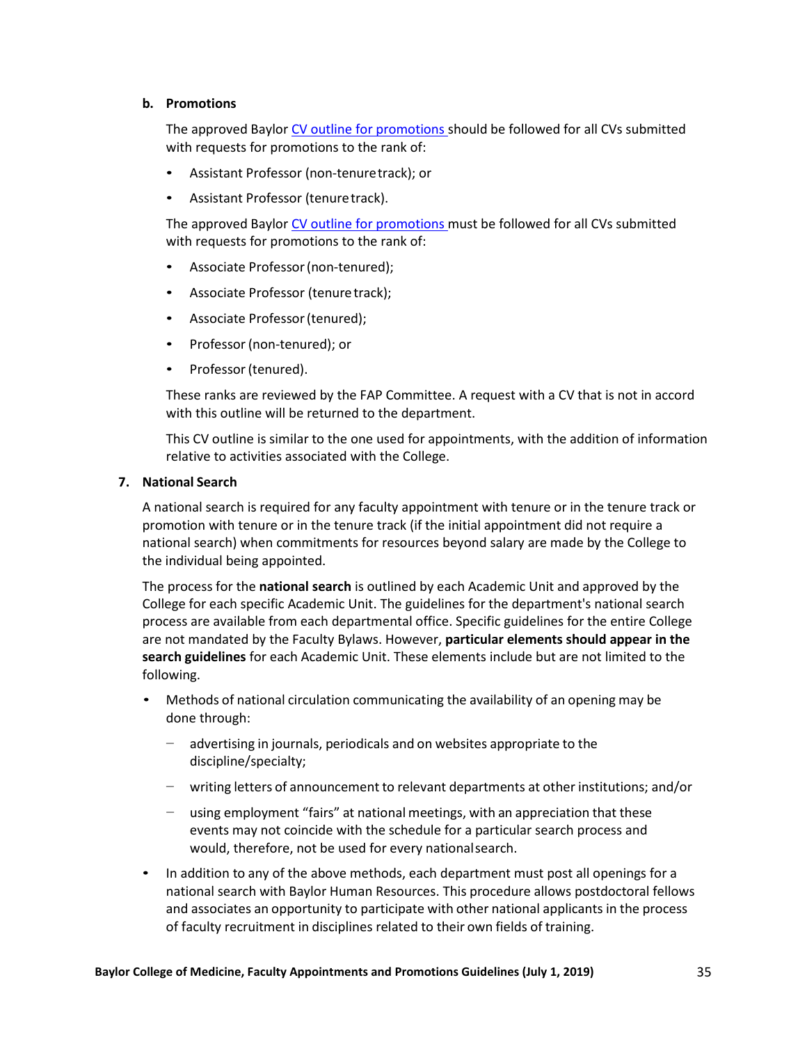#### b. Promotions

The approved Baylor [CV outline for promotions](#) should be followed for all CVs submitted with requests for promotions to the rank of:

- Assistant Professor (non-tenure track); or
- Assistant Professor (tenure track).

The approved Baylor [CV outline for promotions](#) must be followed for all CVs submitted with requests for promotions to the rank of:

- Associate Professor (non-tenured);
- Associate Professor (tenure track);
- Associate Professor (tenured);
- Professor (non-tenured); or
- Professor (tenured).

These ranks are reviewed by the FAP Committee. A request with a CV that is not in accord with this outline will be returned to the department.

This CV outline is similar to the one used for appointments, with the addition of information relative to activities associated with the College.

### 7. National Search

A national search is required for any faculty appointment with tenure or in the tenure track or promotion with tenure or in the tenure track (if the initial appointment did not require a national search) when commitments for resources beyond salary are made by the College to the individual being appointed.

The process for the **national search** is outlined by each Academic Unit and approved by the College for each specific Academic Unit. The guidelines for the department's national search process are available from each departmental office. Specific guidelines for the entire College are not mandated by the Faculty Bylaws. However, **particular elements should appear in the search guidelines** for each Academic Unit. These elements include but are not limited to the following.

- Methods of national circulation communicating the availability of an opening may be done through:
  - advertising in journals, periodicals and on websites appropriate to the discipline/specialty;
  - writing letters of announcement to relevant departments at other institutions; and/or
  - using employment "fairs" at national meetings, with an appreciation that these events may not coincide with the schedule for a particular search process and would, therefore, not be used for every national search.
- In addition to any of the above methods, each department must post all openings for a national search with Baylor Human Resources. This procedure allows postdoctoral fellows and associates an opportunity to participate with other national applicants in the process of faculty recruitment in disciplines related to their own fields of training.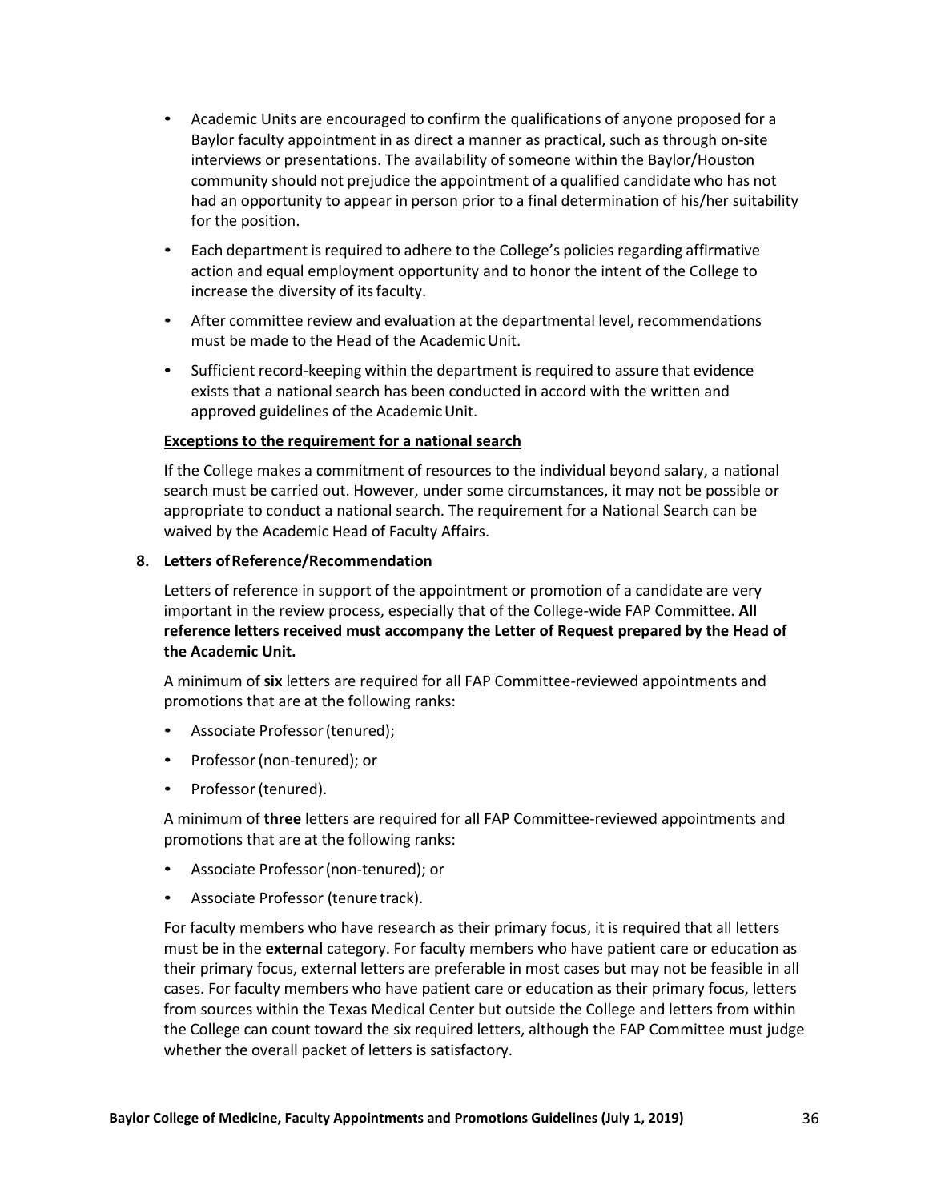- Academic Units are encouraged to confirm the qualifications of anyone proposed for a Baylor faculty appointment in as direct a manner as practical, such as through on-site interviews or presentations. The availability of someone within the Baylor/Houston community should not prejudice the appointment of a qualified candidate who has not had an opportunity to appear in person prior to a final determination of his/her suitability for the position.
- Each department is required to adhere to the College's policies regarding affirmative action and equal employment opportunity and to honor the intent of the College to increase the diversity of its faculty.
- After committee review and evaluation at the departmental level, recommendations must be made to the Head of the Academic Unit.
- Sufficient record-keeping within the department is required to assure that evidence exists that a national search has been conducted in accord with the written and approved guidelines of the Academic Unit.

**Exceptions to the requirement for a national search**

If the College makes a commitment of resources to the individual beyond salary, a national search must be carried out. However, under some circumstances, it may not be possible or appropriate to conduct a national search. The requirement for a National Search can be waived by the Academic Head of Faculty Affairs.

**8. Letters of Reference/Recommendation**

Letters of reference in support of the appointment or promotion of a candidate are very important in the review process, especially that of the College-wide FAP Committee. **All reference letters received must accompany the Letter of Request prepared by the Head of the Academic Unit.**

A minimum of **six** letters are required for all FAP Committee-reviewed appointments and promotions that are at the following ranks:

- Associate Professor (tenured);
- Professor (non-tenured); or
- Professor (tenured).

A minimum of **three** letters are required for all FAP Committee-reviewed appointments and promotions that are at the following ranks:

- Associate Professor (non-tenured); or
- Associate Professor (tenure track).

For faculty members who have research as their primary focus, it is required that all letters must be in the **external** category. For faculty members who have patient care or education as their primary focus, external letters are preferable in most cases but may not be feasible in all cases. For faculty members who have patient care or education as their primary focus, letters from sources within the Texas Medical Center but outside the College and letters from within the College can count toward the six required letters, although the FAP Committee must judge whether the overall packet of letters is satisfactory.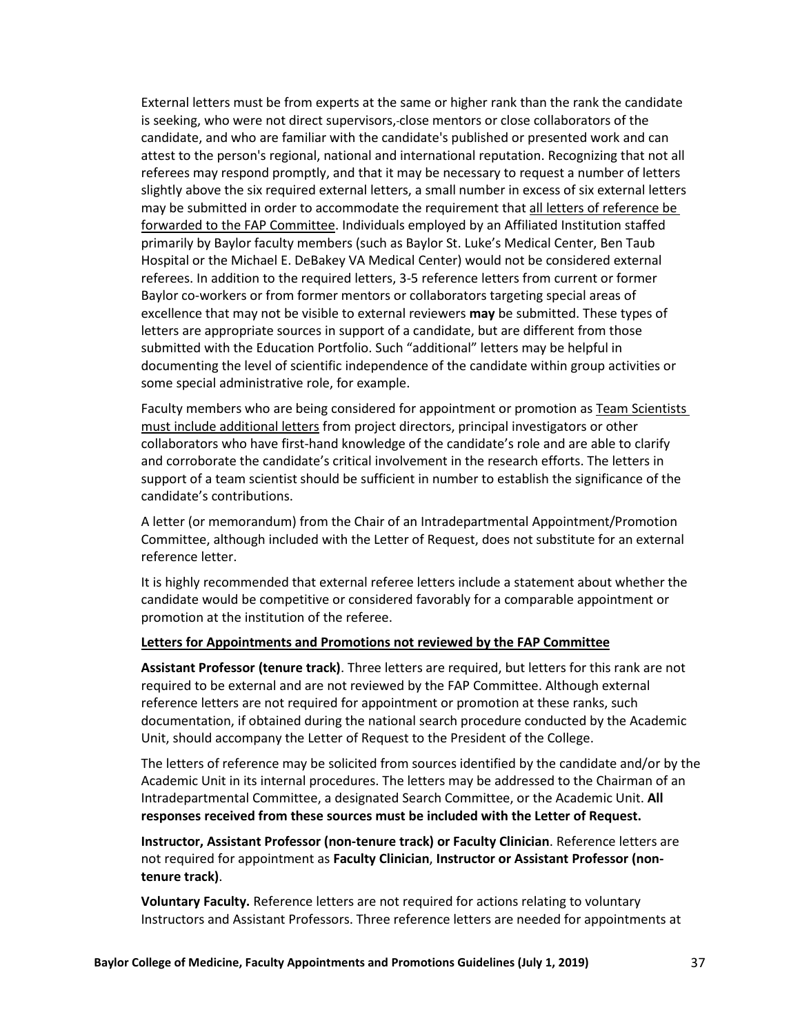External letters must be from experts at the same or higher rank than the rank the candidate is seeking, who were not direct supervisors, close mentors or close collaborators of the candidate, and who are familiar with the candidate's published or presented work and can attest to the person's regional, national and international reputation. Recognizing that not all referees may respond promptly, and that it may be necessary to request a number of letters slightly above the six required external letters, a small number in excess of six external letters may be submitted in order to accommodate the requirement that <u>all letters of reference be forwarded to the FAP Committee</u>. Individuals employed by an Affiliated Institution staffed primarily by Baylor faculty members (such as Baylor St. Luke's Medical Center, Ben Taub Hospital or the Michael E. DeBakey VA Medical Center) would not be considered external referees. In addition to the required letters, 3-5 reference letters from current or former Baylor co-workers or from former mentors or collaborators targeting special areas of excellence that may not be visible to external reviewers **may** be submitted. These types of letters are appropriate sources in support of a candidate, but are different from those submitted with the Education Portfolio. Such "additional" letters may be helpful in documenting the level of scientific independence of the candidate within group activities or some special administrative role, for example.

Faculty members who are being considered for appointment or promotion as <u>Team Scientists must include additional letters</u> from project directors, principal investigators or other collaborators who have first-hand knowledge of the candidate's role and are able to clarify and corroborate the candidate's critical involvement in the research efforts. The letters in support of a team scientist should be sufficient in number to establish the significance of the candidate's contributions.

A letter (or memorandum) from the Chair of an Intradepartmental Appointment/Promotion Committee, although included with the Letter of Request, does not substitute for an external reference letter.

It is highly recommended that external referee letters include a statement about whether the candidate would be competitive or considered favorably for a comparable appointment or promotion at the institution of the referee.

**<u>Letters for Appointments and Promotions not reviewed by the FAP Committee</u>**

**Assistant Professor (tenure track)**. Three letters are required, but letters for this rank are not required to be external and are not reviewed by the FAP Committee. Although external reference letters are not required for appointment or promotion at these ranks, such documentation, if obtained during the national search procedure conducted by the Academic Unit, should accompany the Letter of Request to the President of the College.

The letters of reference may be solicited from sources identified by the candidate and/or by the Academic Unit in its internal procedures. The letters may be addressed to the Chairman of an Intradepartmental Committee, a designated Search Committee, or the Academic Unit. **All responses received from these sources must be included with the Letter of Request.**

**Instructor, Assistant Professor (non-tenure track) or Faculty Clinician**. Reference letters are not required for appointment as **Faculty Clinician**, **Instructor or Assistant Professor (non-tenure track)**.

**Voluntary Faculty.** Reference letters are not required for actions relating to voluntary Instructors and Assistant Professors. Three reference letters are needed for appointments at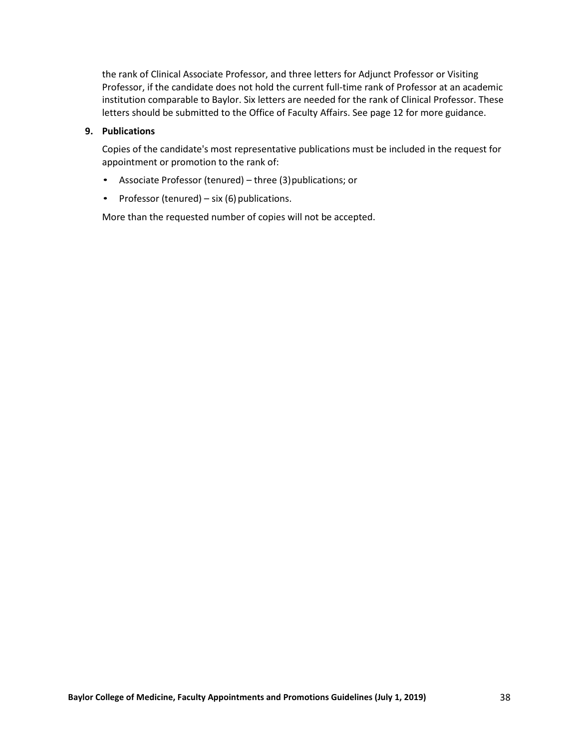the rank of Clinical Associate Professor, and three letters for Adjunct Professor or Visiting Professor, if the candidate does not hold the current full-time rank of Professor at an academic institution comparable to Baylor. Six letters are needed for the rank of Clinical Professor. These letters should be submitted to the Office of Faculty Affairs. See page 12 for more guidance.

**9. Publications**

Copies of the candidate's most representative publications must be included in the request for appointment or promotion to the rank of:

- Associate Professor (tenured) – three (3) publications; or
- Professor (tenured) – six (6) publications.

More than the requested number of copies will not be accepted.